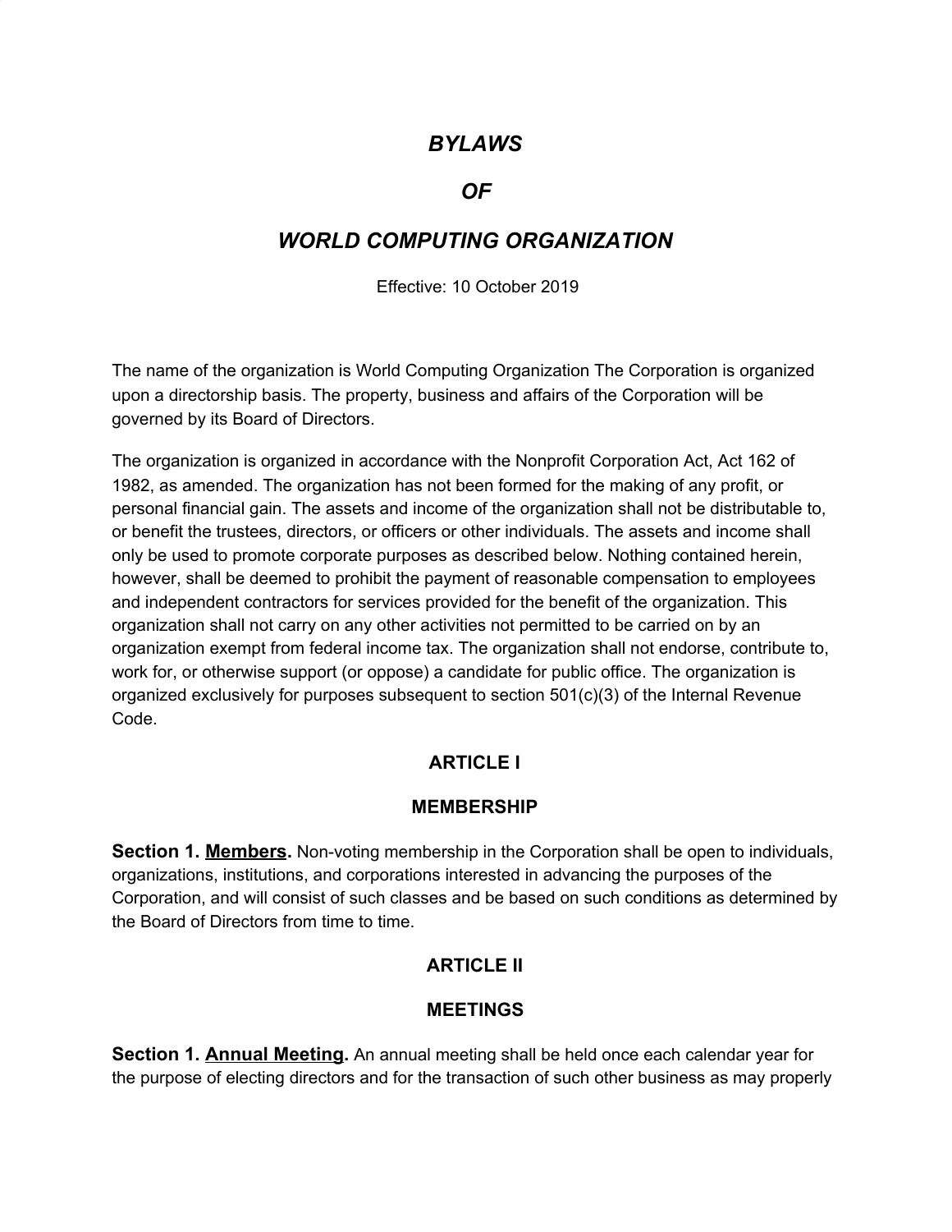# *BYLAWS*

# *OF*

# *WORLD COMPUTING ORGANIZATION*

Effective: 10 October 2019

The name of the organization is World Computing Organization The Corporation is organized upon a directorship basis. The property, business and affairs of the Corporation will be governed by its Board of Directors.

The organization is organized in accordance with the Nonprofit Corporation Act, Act 162 of 1982, as amended. The organization has not been formed for the making of any profit, or personal financial gain. The assets and income of the organization shall not be distributable to, or benefit the trustees, directors, or officers or other individuals. The assets and income shall only be used to promote corporate purposes as described below. Nothing contained herein, however, shall be deemed to prohibit the payment of reasonable compensation to employees and independent contractors for services provided for the benefit of the organization. This organization shall not carry on any other activities not permitted to be carried on by an organization exempt from federal income tax. The organization shall not endorse, contribute to, work for, or otherwise support (or oppose) a candidate for public office. The organization is organized exclusively for purposes subsequent to section 501(c)(3) of the Internal Revenue Code.

## ARTICLE I

## MEMBERSHIP

**Section 1. Members.** Non-voting membership in the Corporation shall be open to individuals, organizations, institutions, and corporations interested in advancing the purposes of the Corporation, and will consist of such classes and be based on such conditions as determined by the Board of Directors from time to time.

## ARTICLE II

## MEETINGS

**Section 1. Annual Meeting.** An annual meeting shall be held once each calendar year for the purpose of electing directors and for the transaction of such other business as may properly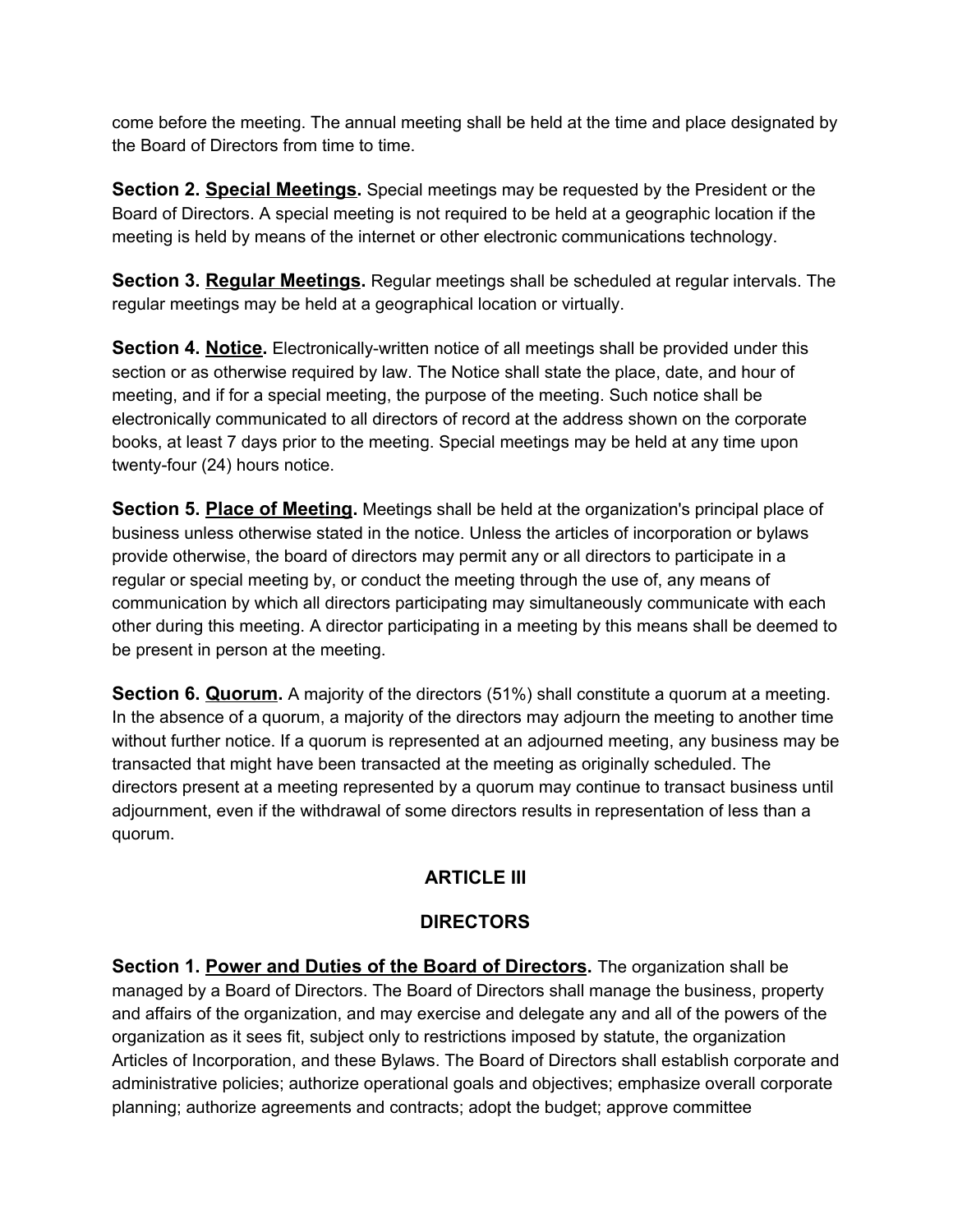come before the meeting. The annual meeting shall be held at the time and place designated by the Board of Directors from time to time.

**Section 2. <u>Special Meetings</u>.** Special meetings may be requested by the President or the Board of Directors. A special meeting is not required to be held at a geographic location if the meeting is held by means of the internet or other electronic communications technology.

**Section 3. <u>Regular Meetings</u>.** Regular meetings shall be scheduled at regular intervals. The regular meetings may be held at a geographical location or virtually.

**Section 4. <u>Notice</u>.** Electronically-written notice of all meetings shall be provided under this section or as otherwise required by law. The Notice shall state the place, date, and hour of meeting, and if for a special meeting, the purpose of the meeting. Such notice shall be electronically communicated to all directors of record at the address shown on the corporate books, at least 7 days prior to the meeting. Special meetings may be held at any time upon twenty-four (24) hours notice.

**Section 5. <u>Place of Meeting</u>.** Meetings shall be held at the organization's principal place of business unless otherwise stated in the notice. Unless the articles of incorporation or bylaws provide otherwise, the board of directors may permit any or all directors to participate in a regular or special meeting by, or conduct the meeting through the use of, any means of communication by which all directors participating may simultaneously communicate with each other during this meeting. A director participating in a meeting by this means shall be deemed to be present in person at the meeting.

**Section 6. <u>Quorum</u>.** A majority of the directors (51%) shall constitute a quorum at a meeting. In the absence of a quorum, a majority of the directors may adjourn the meeting to another time without further notice. If a quorum is represented at an adjourned meeting, any business may be transacted that might have been transacted at the meeting as originally scheduled. The directors present at a meeting represented by a quorum may continue to transact business until adjournment, even if the withdrawal of some directors results in representation of less than a quorum.

## ARTICLE III

## DIRECTORS

**Section 1. <u>Power and Duties of the Board of Directors</u>.** The organization shall be managed by a Board of Directors. The Board of Directors shall manage the business, property and affairs of the organization, and may exercise and delegate any and all of the powers of the organization as it sees fit, subject only to restrictions imposed by statute, the organization Articles of Incorporation, and these Bylaws. The Board of Directors shall establish corporate and administrative policies; authorize operational goals and objectives; emphasize overall corporate planning; authorize agreements and contracts; adopt the budget; approve committee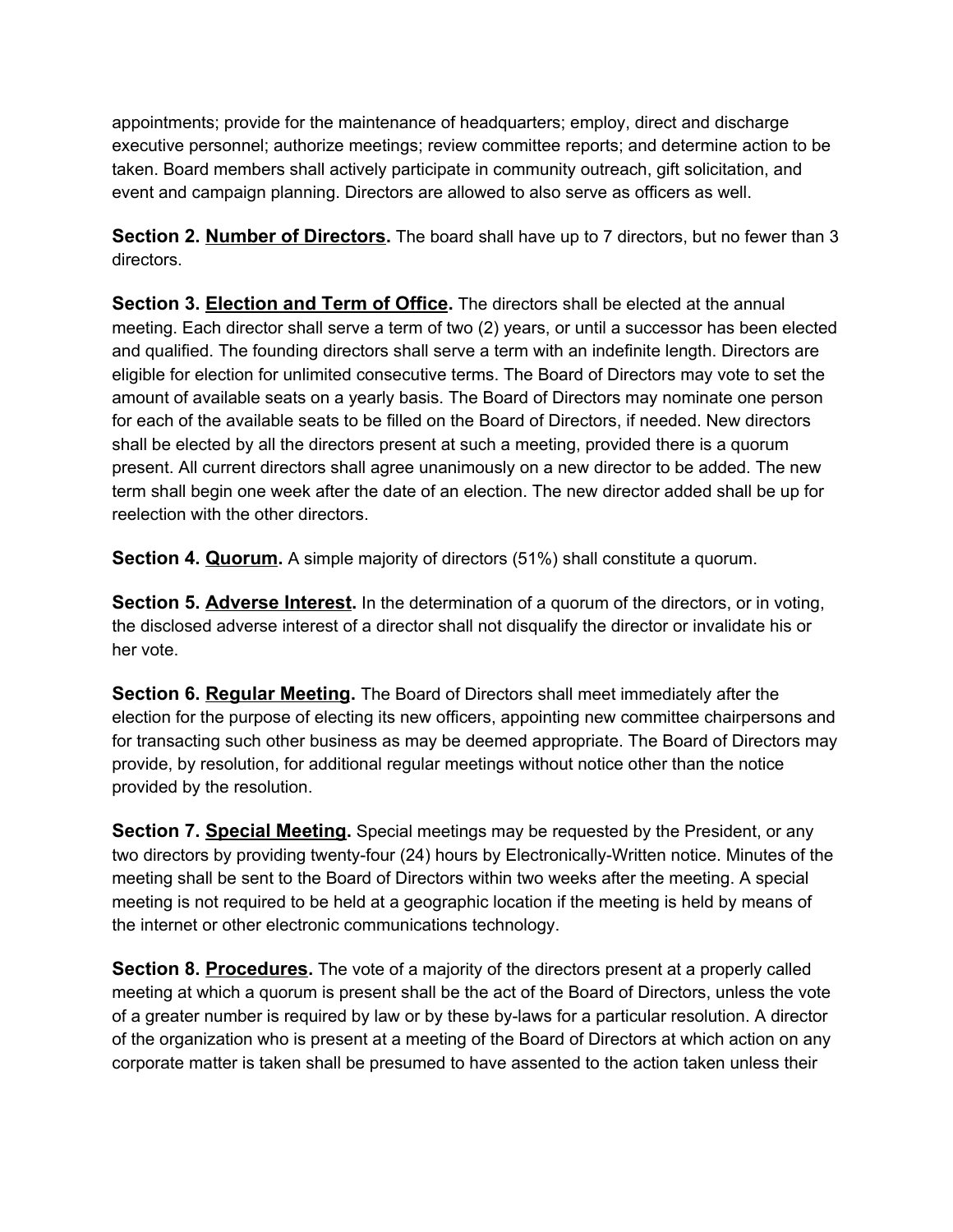appointments; provide for the maintenance of headquarters; employ, direct and discharge executive personnel; authorize meetings; review committee reports; and determine action to be taken. Board members shall actively participate in community outreach, gift solicitation, and event and campaign planning. Directors are allowed to also serve as officers as well.

**Section 2. <u>Number of Directors</u>.** The board shall have up to 7 directors, but no fewer than 3 directors.

**Section 3. <u>Election and Term of Office</u>.** The directors shall be elected at the annual meeting. Each director shall serve a term of two (2) years, or until a successor has been elected and qualified. The founding directors shall serve a term with an indefinite length. Directors are eligible for election for unlimited consecutive terms. The Board of Directors may vote to set the amount of available seats on a yearly basis. The Board of Directors may nominate one person for each of the available seats to be filled on the Board of Directors, if needed. New directors shall be elected by all the directors present at such a meeting, provided there is a quorum present. All current directors shall agree unanimously on a new director to be added. The new term shall begin one week after the date of an election. The new director added shall be up for reelection with the other directors.

**Section 4. <u>Quorum</u>.** A simple majority of directors (51%) shall constitute a quorum.

**Section 5. <u>Adverse Interest</u>.** In the determination of a quorum of the directors, or in voting, the disclosed adverse interest of a director shall not disqualify the director or invalidate his or her vote.

**Section 6. <u>Regular Meeting</u>.** The Board of Directors shall meet immediately after the election for the purpose of electing its new officers, appointing new committee chairpersons and for transacting such other business as may be deemed appropriate. The Board of Directors may provide, by resolution, for additional regular meetings without notice other than the notice provided by the resolution.

**Section 7. <u>Special Meeting</u>.** Special meetings may be requested by the President, or any two directors by providing twenty-four (24) hours by Electronically-Written notice. Minutes of the meeting shall be sent to the Board of Directors within two weeks after the meeting. A special meeting is not required to be held at a geographic location if the meeting is held by means of the internet or other electronic communications technology.

**Section 8. <u>Procedures</u>.** The vote of a majority of the directors present at a properly called meeting at which a quorum is present shall be the act of the Board of Directors, unless the vote of a greater number is required by law or by these by-laws for a particular resolution. A director of the organization who is present at a meeting of the Board of Directors at which action on any corporate matter is taken shall be presumed to have assented to the action taken unless their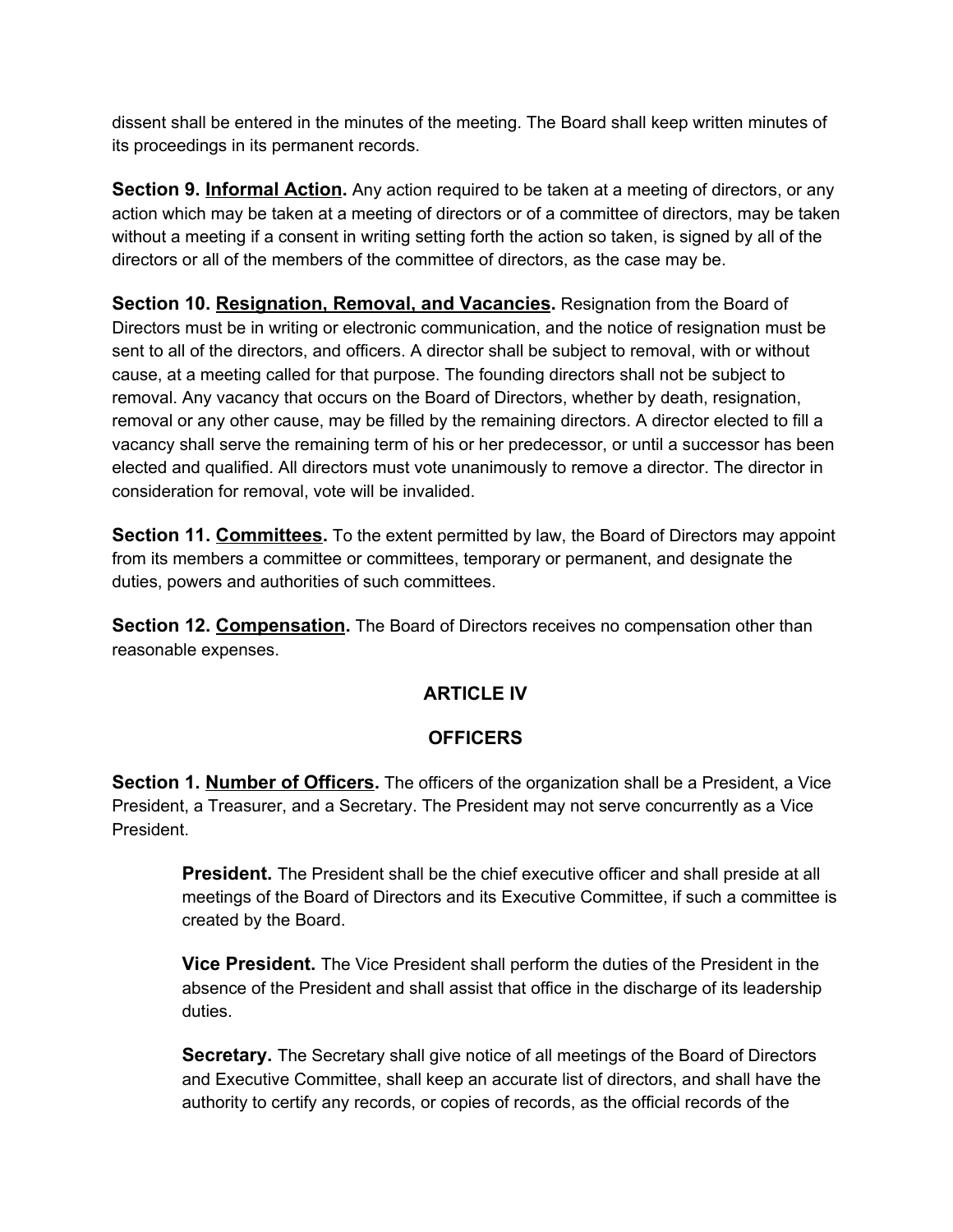dissent shall be entered in the minutes of the meeting. The Board shall keep written minutes of its proceedings in its permanent records.

**Section 9. <u>Informal Action</u>.** Any action required to be taken at a meeting of directors, or any action which may be taken at a meeting of directors or of a committee of directors, may be taken without a meeting if a consent in writing setting forth the action so taken, is signed by all of the directors or all of the members of the committee of directors, as the case may be.

**Section 10. <u>Resignation, Removal, and Vacancies</u>.** Resignation from the Board of Directors must be in writing or electronic communication, and the notice of resignation must be sent to all of the directors, and officers. A director shall be subject to removal, with or without cause, at a meeting called for that purpose. The founding directors shall not be subject to removal. Any vacancy that occurs on the Board of Directors, whether by death, resignation, removal or any other cause, may be filled by the remaining directors. A director elected to fill a vacancy shall serve the remaining term of his or her predecessor, or until a successor has been elected and qualified. All directors must vote unanimously to remove a director. The director in consideration for removal, vote will be invalided.

**Section 11. <u>Committees</u>.** To the extent permitted by law, the Board of Directors may appoint from its members a committee or committees, temporary or permanent, and designate the duties, powers and authorities of such committees.

**Section 12. <u>Compensation</u>.** The Board of Directors receives no compensation other than reasonable expenses.

## ARTICLE IV

## OFFICERS

**Section 1. <u>Number of Officers</u>.** The officers of the organization shall be a President, a Vice President, a Treasurer, and a Secretary. The President may not serve concurrently as a Vice President.

> **President.** The President shall be the chief executive officer and shall preside at all meetings of the Board of Directors and its Executive Committee, if such a committee is created by the Board.
>
> **Vice President.** The Vice President shall perform the duties of the President in the absence of the President and shall assist that office in the discharge of its leadership duties.
>
> **Secretary.** The Secretary shall give notice of all meetings of the Board of Directors and Executive Committee, shall keep an accurate list of directors, and shall have the authority to certify any records, or copies of records, as the official records of the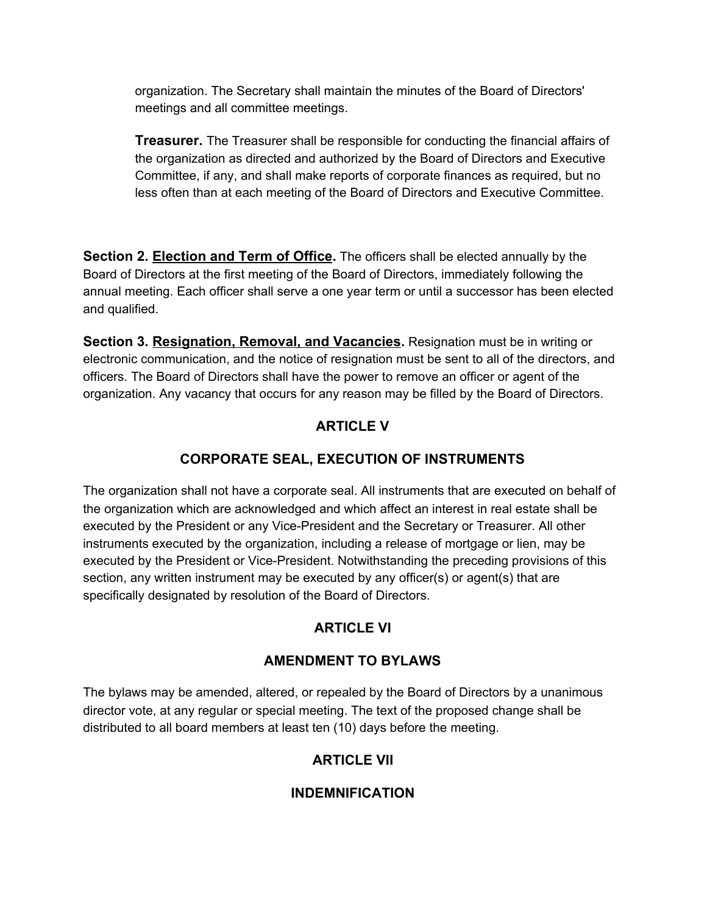organization. The Secretary shall maintain the minutes of the Board of Directors' meetings and all committee meetings.

**Treasurer.** The Treasurer shall be responsible for conducting the financial affairs of the organization as directed and authorized by the Board of Directors and Executive Committee, if any, and shall make reports of corporate finances as required, but no less often than at each meeting of the Board of Directors and Executive Committee.

**Section 2. <u>Election and Term of Office</u>.** The officers shall be elected annually by the Board of Directors at the first meeting of the Board of Directors, immediately following the annual meeting. Each officer shall serve a one year term or until a successor has been elected and qualified.

**Section 3. <u>Resignation, Removal, and Vacancies</u>.** Resignation must be in writing or electronic communication, and the notice of resignation must be sent to all of the directors, and officers. The Board of Directors shall have the power to remove an officer or agent of the organization. Any vacancy that occurs for any reason may be filled by the Board of Directors.

## ARTICLE V

## CORPORATE SEAL, EXECUTION OF INSTRUMENTS

The organization shall not have a corporate seal. All instruments that are executed on behalf of the organization which are acknowledged and which affect an interest in real estate shall be executed by the President or any Vice-President and the Secretary or Treasurer. All other instruments executed by the organization, including a release of mortgage or lien, may be executed by the President or Vice-President. Notwithstanding the preceding provisions of this section, any written instrument may be executed by any officer(s) or agent(s) that are specifically designated by resolution of the Board of Directors.

## ARTICLE VI

## AMENDMENT TO BYLAWS

The bylaws may be amended, altered, or repealed by the Board of Directors by a unanimous director vote, at any regular or special meeting. The text of the proposed change shall be distributed to all board members at least ten (10) days before the meeting.

## ARTICLE VII

## INDEMNIFICATION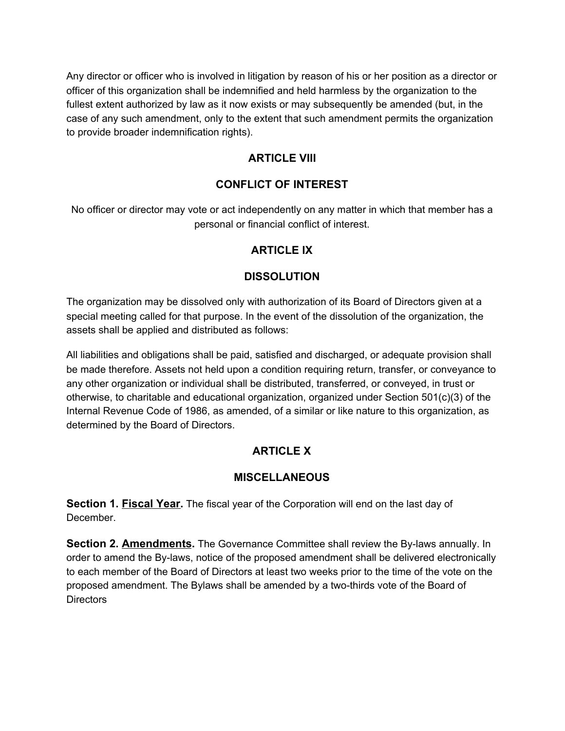Any director or officer who is involved in litigation by reason of his or her position as a director or officer of this organization shall be indemnified and held harmless by the organization to the fullest extent authorized by law as it now exists or may subsequently be amended (but, in the case of any such amendment, only to the extent that such amendment permits the organization to provide broader indemnification rights).

## ARTICLE VIII

## CONFLICT OF INTEREST

No officer or director may vote or act independently on any matter in which that member has a personal or financial conflict of interest.

## ARTICLE IX

## DISSOLUTION

The organization may be dissolved only with authorization of its Board of Directors given at a special meeting called for that purpose. In the event of the dissolution of the organization, the assets shall be applied and distributed as follows:

All liabilities and obligations shall be paid, satisfied and discharged, or adequate provision shall be made therefore. Assets not held upon a condition requiring return, transfer, or conveyance to any other organization or individual shall be distributed, transferred, or conveyed, in trust or otherwise, to charitable and educational organization, organized under Section 501(c)(3) of the Internal Revenue Code of 1986, as amended, of a similar or like nature to this organization, as determined by the Board of Directors.

## ARTICLE X

## MISCELLANEOUS

**Section 1. <u>Fiscal Year</u>.** The fiscal year of the Corporation will end on the last day of December.

**Section 2. <u>Amendments</u>.** The Governance Committee shall review the By-laws annually. In order to amend the By-laws, notice of the proposed amendment shall be delivered electronically to each member of the Board of Directors at least two weeks prior to the time of the vote on the proposed amendment. The Bylaws shall be amended by a two-thirds vote of the Board of Directors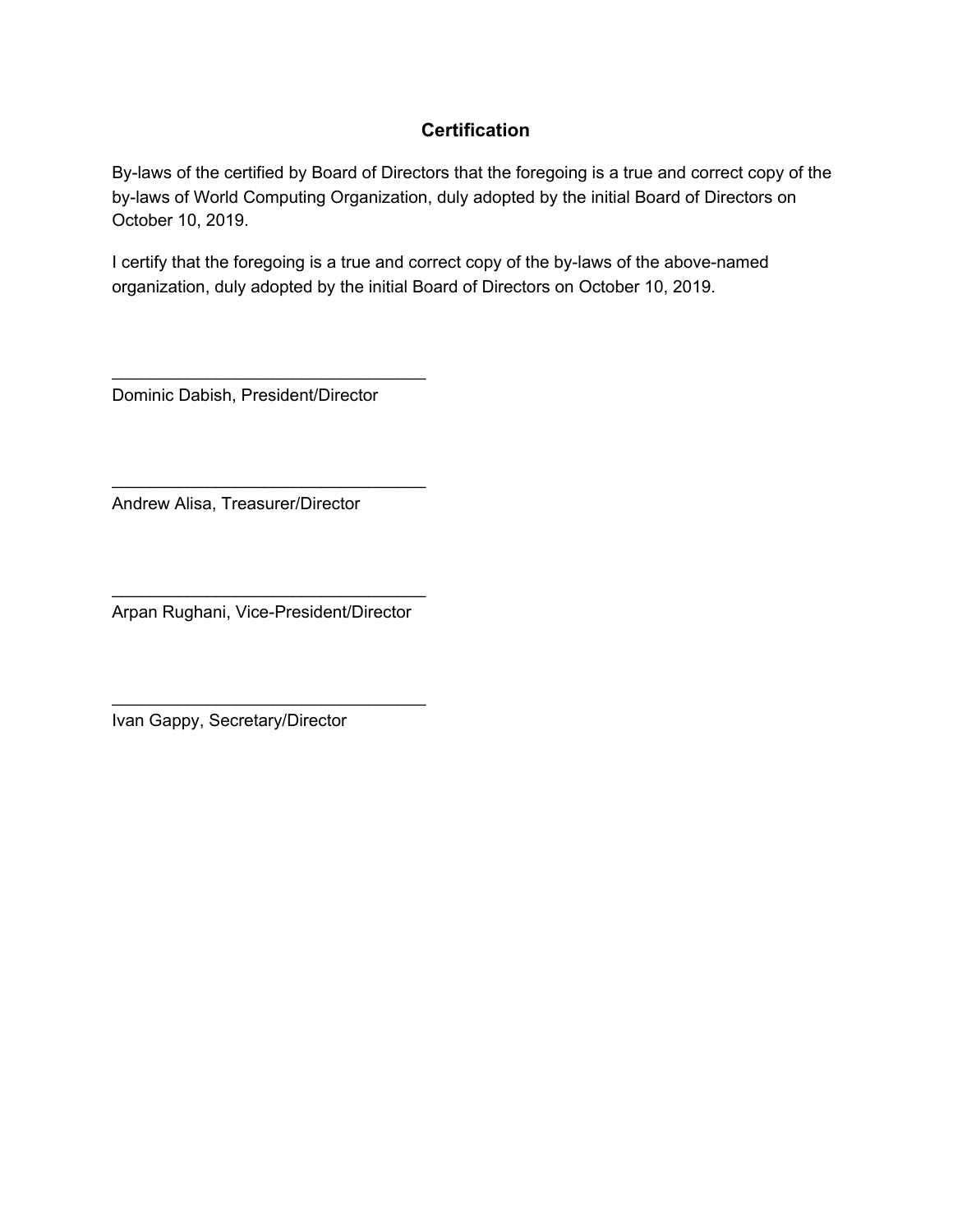## Certification

By-laws of the certified by Board of Directors that the foregoing is a true and correct copy of the by-laws of World Computing Organization, duly adopted by the initial Board of Directors on October 10, 2019.

I certify that the foregoing is a true and correct copy of the by-laws of the above-named organization, duly adopted by the initial Board of Directors on October 10, 2019.

\_\_\_\_\_\_\_\_\_\_\_\_\_\_\_\_\_\_\_\_\_\_\_\_\_\_\_\_\_\_\_\_\_\_

Dominic Dabish, President/Director

\_\_\_\_\_\_\_\_\_\_\_\_\_\_\_\_\_\_\_\_\_\_\_\_\_\_\_\_\_\_\_\_\_\_

Andrew Alisa, Treasurer/Director

\_\_\_\_\_\_\_\_\_\_\_\_\_\_\_\_\_\_\_\_\_\_\_\_\_\_\_\_\_\_\_\_\_\_

Arpan Rughani, Vice-President/Director

\_\_\_\_\_\_\_\_\_\_\_\_\_\_\_\_\_\_\_\_\_\_\_\_\_\_\_\_\_\_\_\_\_\_

Ivan Gappy, Secretary/Director